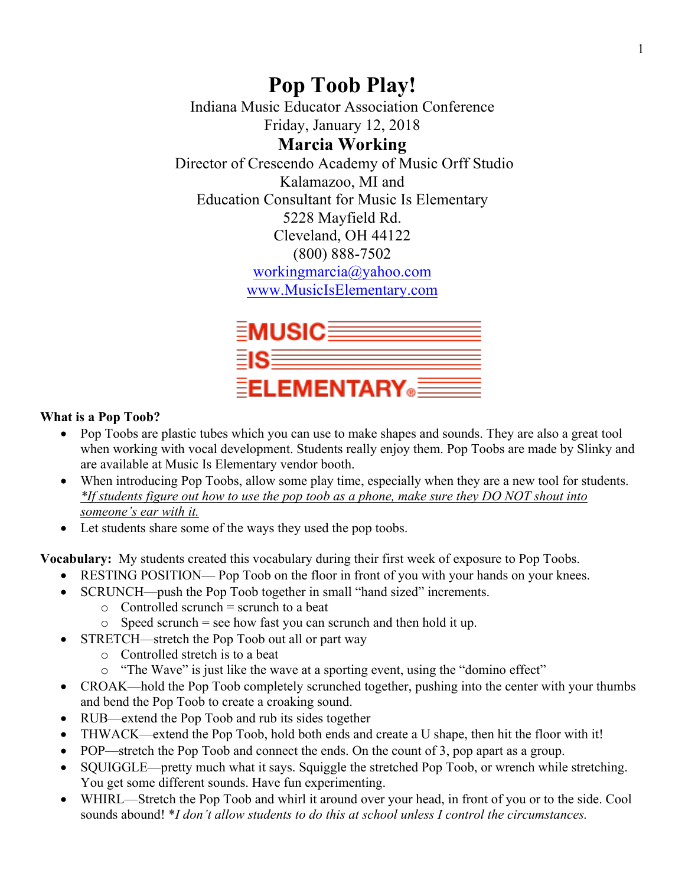# Pop Toob Play!

Indiana Music Educator Association Conference
Friday, January 12, 2018

## Marcia Working

Director of Crescendo Academy of Music Orff Studio
Kalamazoo, MI and
Education Consultant for Music Is Elementary
5228 Mayfield Rd.
Cleveland, OH 44122
(800) 888-7502
[workingmarcia@yahoo.com](mailto:workingmarcia@yahoo.com)
[www.MusicIsElementary.com](http://www.MusicIsElementary.com)

MUSIC IS ELEMENTARY®

**What is a Pop Toob?**

- Pop Toobs are plastic tubes which you can use to make shapes and sounds. They are also a great tool when working with vocal development. Students really enjoy them. Pop Toobs are made by Slinky and are available at Music Is Elementary vendor booth.
- When introducing Pop Toobs, allow some play time, especially when they are a new tool for students. <u>*\*If students figure out how to use the pop toob as a phone, make sure they DO NOT shout into someone's ear with it.*</u>
- Let students share some of the ways they used the pop toobs.

**Vocabulary:** My students created this vocabulary during their first week of exposure to Pop Toobs.

- RESTING POSITION— Pop Toob on the floor in front of you with your hands on your knees.
- SCRUNCH—push the Pop Toob together in small "hand sized" increments.
  - Controlled scrunch = scrunch to a beat
  - Speed scrunch = see how fast you can scrunch and then hold it up.
- STRETCH—stretch the Pop Toob out all or part way
  - Controlled stretch is to a beat
  - "The Wave" is just like the wave at a sporting event, using the "domino effect"
- CROAK—hold the Pop Toob completely scrunched together, pushing into the center with your thumbs and bend the Pop Toob to create a croaking sound.
- RUB—extend the Pop Toob and rub its sides together
- THWACK—extend the Pop Toob, hold both ends and create a U shape, then hit the floor with it!
- POP—stretch the Pop Toob and connect the ends. On the count of 3, pop apart as a group.
- SQUIGGLE—pretty much what it says. Squiggle the stretched Pop Toob, or wrench while stretching. You get some different sounds. Have fun experimenting.
- WHIRL—Stretch the Pop Toob and whirl it around over your head, in front of you or to the side. Cool sounds abound! *\*I don't allow students to do this at school unless I control the circumstances.*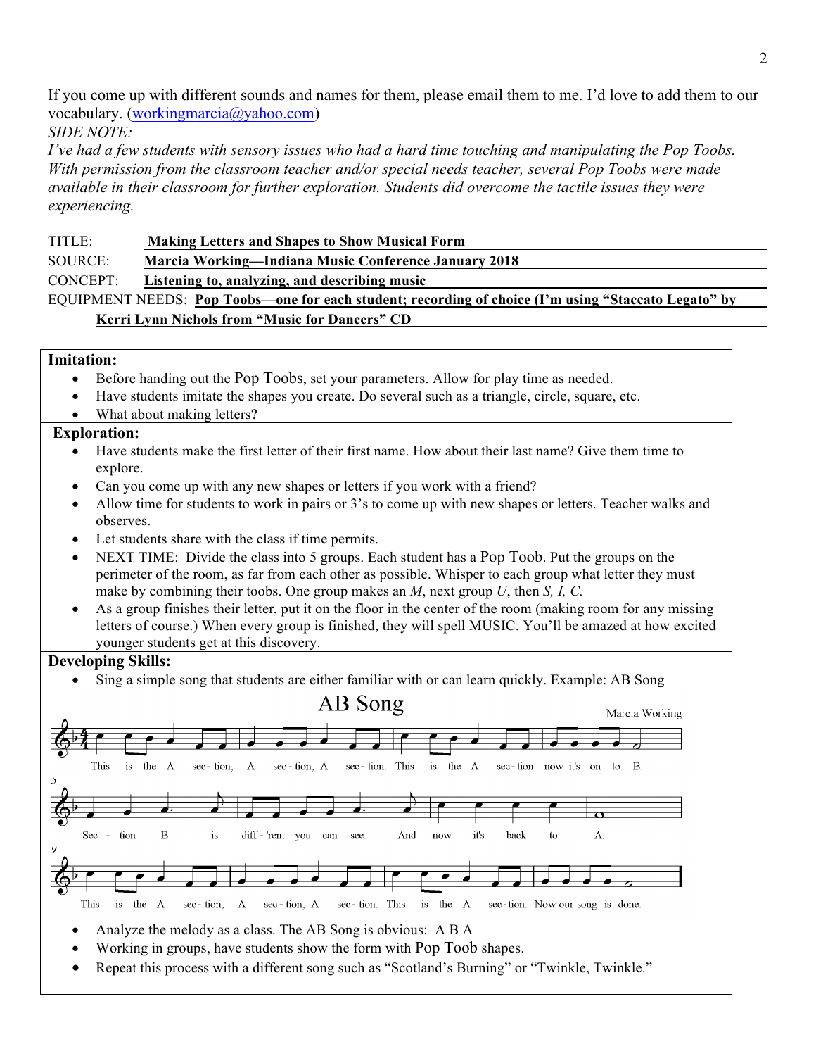If you come up with different sounds and names for them, please email them to me. I'd love to add them to our vocabulary. (workingmarcia@yahoo.com)

*SIDE NOTE:*

*I've had a few students with sensory issues who had a hard time touching and manipulating the Pop Toobs. With permission from the classroom teacher and/or special needs teacher, several Pop Toobs were made available in their classroom for further exploration. Students did overcome the tactile issues they were experiencing.*

TITLE: **Making Letters and Shapes to Show Musical Form**

SOURCE: **Marcia Working—Indiana Music Conference January 2018**

CONCEPT: **Listening to, analyzing, and describing music**

EQUIPMENT NEEDS: **Pop Toobs—one for each student; recording of choice (I'm using "Staccato Legato" by Kerri Lynn Nichols from "Music for Dancers" CD**

**Imitation:**

- Before handing out the Pop Toobs, set your parameters. Allow for play time as needed.
- Have students imitate the shapes you create. Do several such as a triangle, circle, square, etc.
- What about making letters?

**Exploration:**

- Have students make the first letter of their first name. How about their last name? Give them time to explore.
- Can you come up with any new shapes or letters if you work with a friend?
- Allow time for students to work in pairs or 3's to come up with new shapes or letters. Teacher walks and observes.
- Let students share with the class if time permits.
- NEXT TIME: Divide the class into 5 groups. Each student has a Pop Toob. Put the groups on the perimeter of the room, as far from each other as possible. Whisper to each group what letter they must make by combining their toobs. One group makes an *M*, next group *U*, then *S, I, C.*
- As a group finishes their letter, put it on the floor in the center of the room (making room for any missing letters of course.) When every group is finished, they will spell MUSIC. You'll be amazed at how excited younger students get at this discovery.

**Developing Skills:**

- Sing a simple song that students are either familiar with or can learn quickly. Example: AB Song

AB Song

Marcia Working

This is the A sec-tion, A sec-tion, A sec-tion. This is the A sec-tion now it's on to B.

Sec - tion B is diff-'rent you can see. And now it's back to A.

This is the A sec-tion, A sec-tion, A sec-tion. This is the A sec-tion. Now our song is done.

- Analyze the melody as a class. The AB Song is obvious: A B A
- Working in groups, have students show the form with Pop Toob shapes.
- Repeat this process with a different song such as "Scotland's Burning" or "Twinkle, Twinkle."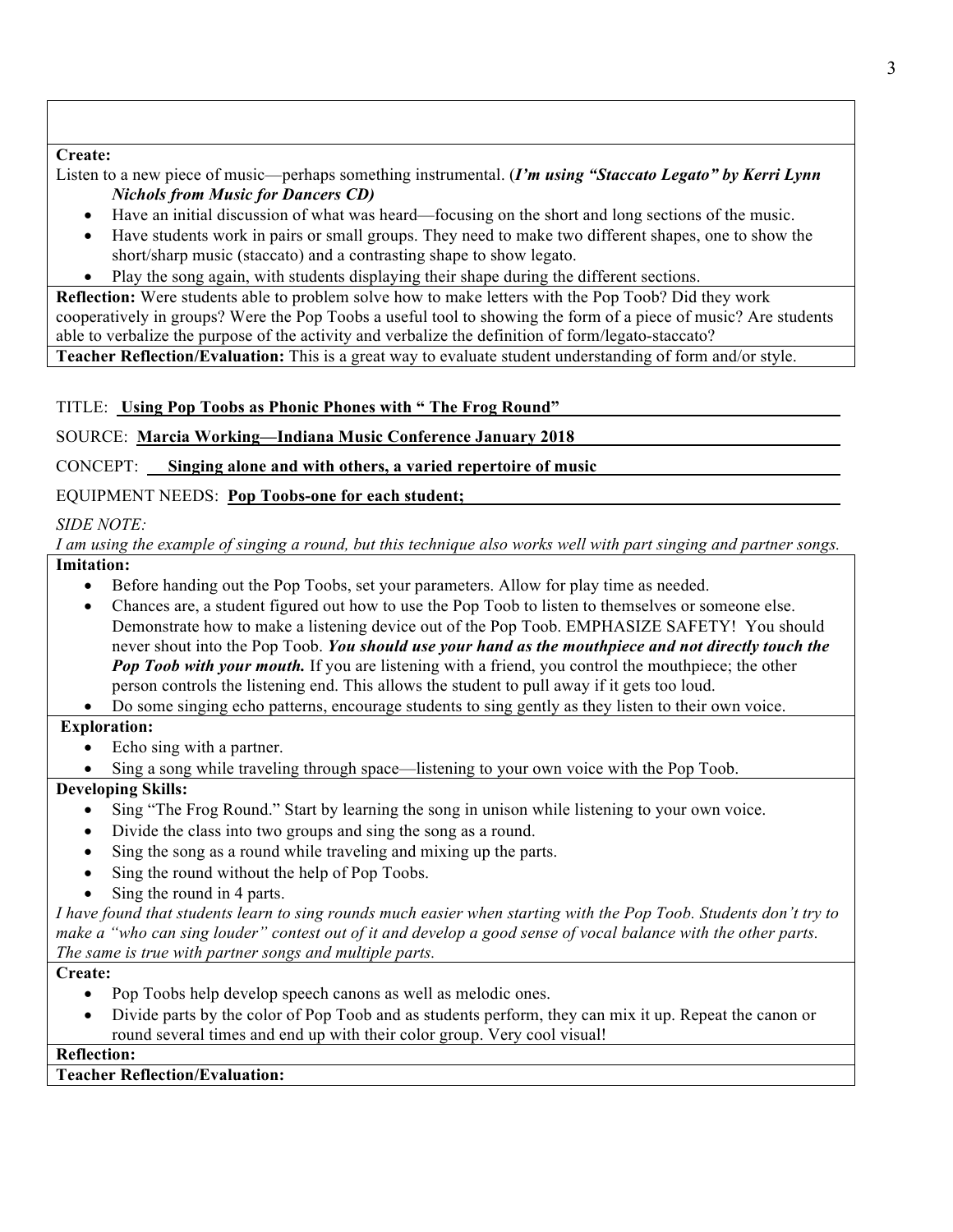**Create:**

Listen to a new piece of music—perhaps something instrumental. (***I'm using "Staccato Legato" by Kerri Lynn Nichols from Music for Dancers CD)***

- Have an initial discussion of what was heard—focusing on the short and long sections of the music.
- Have students work in pairs or small groups. They need to make two different shapes, one to show the short/sharp music (staccato) and a contrasting shape to show legato.
- Play the song again, with students displaying their shape during the different sections.

**Reflection:** Were students able to problem solve how to make letters with the Pop Toob? Did they work cooperatively in groups? Were the Pop Toobs a useful tool to showing the form of a piece of music? Are students able to verbalize the purpose of the activity and verbalize the definition of form/legato-staccato?

**Teacher Reflection/Evaluation:** This is a great way to evaluate student understanding of form and/or style.

TITLE: **Using Pop Toobs as Phonic Phones with " The Frog Round"**

SOURCE: **Marcia Working—Indiana Music Conference January 2018**

CONCEPT: **Singing alone and with others, a varied repertoire of music**

EQUIPMENT NEEDS: **Pop Toobs-one for each student;**

*SIDE NOTE:*

*I am using the example of singing a round, but this technique also works well with part singing and partner songs.*

**Imitation:**

- Before handing out the Pop Toobs, set your parameters. Allow for play time as needed.
- Chances are, a student figured out how to use the Pop Toob to listen to themselves or someone else. Demonstrate how to make a listening device out of the Pop Toob. EMPHASIZE SAFETY! You should never shout into the Pop Toob. ***You should use your hand as the mouthpiece and not directly touch the Pop Toob with your mouth.*** If you are listening with a friend, you control the mouthpiece; the other person controls the listening end. This allows the student to pull away if it gets too loud.
- Do some singing echo patterns, encourage students to sing gently as they listen to their own voice.

**Exploration:**

- Echo sing with a partner.
- Sing a song while traveling through space—listening to your own voice with the Pop Toob.

**Developing Skills:**

- Sing "The Frog Round." Start by learning the song in unison while listening to your own voice.
- Divide the class into two groups and sing the song as a round.
- Sing the song as a round while traveling and mixing up the parts.
- Sing the round without the help of Pop Toobs.
- Sing the round in 4 parts.

*I have found that students learn to sing rounds much easier when starting with the Pop Toob. Students don't try to make a "who can sing louder" contest out of it and develop a good sense of vocal balance with the other parts. The same is true with partner songs and multiple parts.*

**Create:**

- Pop Toobs help develop speech canons as well as melodic ones.
- Divide parts by the color of Pop Toob and as students perform, they can mix it up. Repeat the canon or round several times and end up with their color group. Very cool visual!

**Reflection:**

**Teacher Reflection/Evaluation:**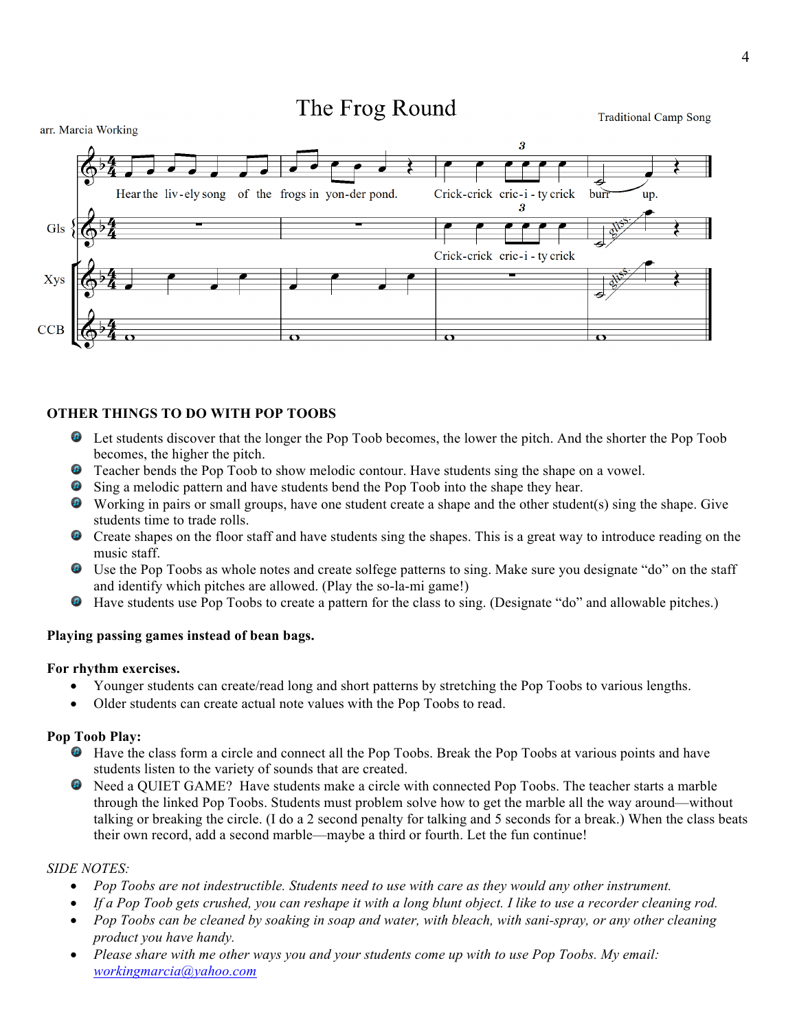## The Frog Round

arr. Marcia Working

Traditional Camp Song

Hear the liv-ely song of the frogs in yon-der pond. Crick-crick cric-i - ty crick burr up.

Gls

Crick-crick cric-i - ty crick

Xys

CCB

**OTHER THINGS TO DO WITH POP TOOBS**

- Let students discover that the longer the Pop Toob becomes, the lower the pitch. And the shorter the Pop Toob becomes, the higher the pitch.
- Teacher bends the Pop Toob to show melodic contour. Have students sing the shape on a vowel.
- Sing a melodic pattern and have students bend the Pop Toob into the shape they hear.
- Working in pairs or small groups, have one student create a shape and the other student(s) sing the shape. Give students time to trade rolls.
- Create shapes on the floor staff and have students sing the shapes. This is a great way to introduce reading on the music staff.
- Use the Pop Toobs as whole notes and create solfege patterns to sing. Make sure you designate "do" on the staff and identify which pitches are allowed. (Play the so-la-mi game!)
- Have students use Pop Toobs to create a pattern for the class to sing. (Designate "do" and allowable pitches.)

**Playing passing games instead of bean bags.**

**For rhythm exercises.**

- Younger students can create/read long and short patterns by stretching the Pop Toobs to various lengths.
- Older students can create actual note values with the Pop Toobs to read.

**Pop Toob Play:**

- Have the class form a circle and connect all the Pop Toobs. Break the Pop Toobs at various points and have students listen to the variety of sounds that are created.
- Need a QUIET GAME? Have students make a circle with connected Pop Toobs. The teacher starts a marble through the linked Pop Toobs. Students must problem solve how to get the marble all the way around—without talking or breaking the circle. (I do a 2 second penalty for talking and 5 seconds for a break.) When the class beats their own record, add a second marble—maybe a third or fourth. Let the fun continue!

*SIDE NOTES:*

- *Pop Toobs are not indestructible. Students need to use with care as they would any other instrument.*
- *If a Pop Toob gets crushed, you can reshape it with a long blunt object. I like to use a recorder cleaning rod.*
- *Pop Toobs can be cleaned by soaking in soap and water, with bleach, with sani-spray, or any other cleaning product you have handy.*
- *Please share with me other ways you and your students come up with to use Pop Toobs. My email: workingmarcia@yahoo.com*